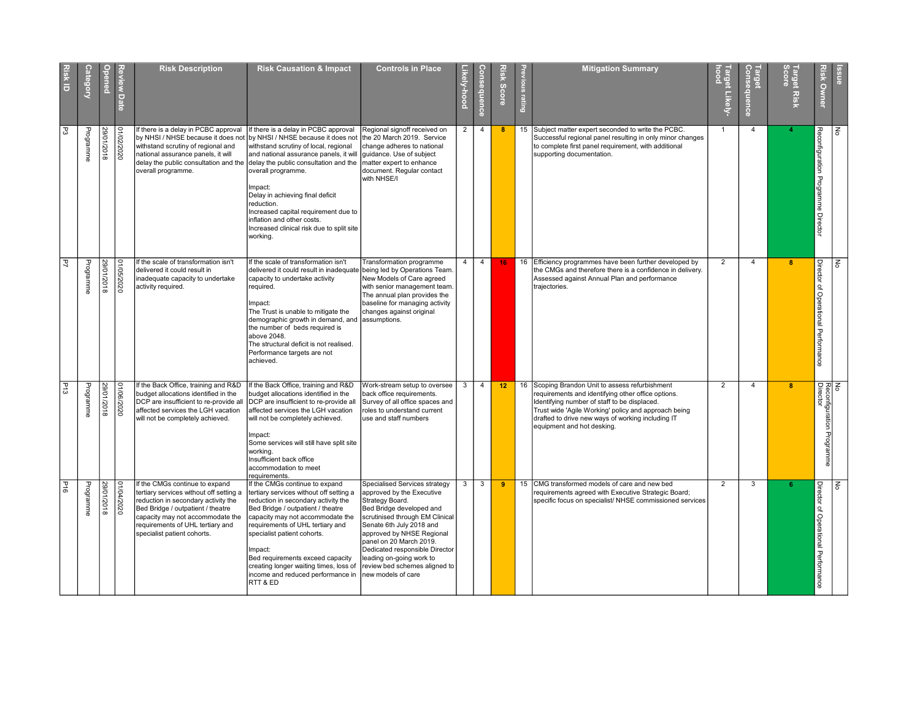| Risk ID | Category | Opened | Review Date | Risk Description | Risk Causation & Impact | Controls in Place | Likely-hood | Consequence | Risk Score | Previous rating | Mitigation Summary | Target Likely-hood | Target Consequence | Target Risk Score | Risk Owner | Issue |
|---|---|---|---|---|---|---|---|---|---|---|---|---|---|---|---|---|
| P3 | Programme | 29/01/2018 | 01/02/2020 | If there is a delay in PCBC approval by NHSI / NHSE because it does not withstand scrutiny of regional and national assurance panels, it will delay the public consultation and the overall programme. | If there is a delay in PCBC approval by NHSI / NHSE because it does not withstand scrutiny of local, regional and national assurance panels, it will delay the public consultation and the overall programme.<br><br>Impact:<br>Delay in achieving final deficit reduction.<br>Increased capital requirement due to inflation and other costs.<br>Increased clinical risk due to split site working. | Regional signoff received on the 20 March 2019. Service change adheres to national guidance. Use of subject matter expert to enhance document. Regular contact with NHSE/I | 2 | 4 | 8 | 15 | Subject matter expert seconded to write the PCBC. Successful regional panel resulting in only minor changes to complete first panel requirement, with additional supporting documentation. | 1 | 4 | 4 | Reconfiguration Programme Director | No |
| P7 | Programme | 29/01/2018 | 01/05/2020 | If the scale of transformation isn't delivered it could result in inadequate capacity to undertake activity required. | If the scale of transformation isn't delivered it could result in inadequate capacity to undertake activity required.<br><br>Impact:<br>The Trust is unable to mitigate the demographic growth in demand, and the number of beds required is above 2048.<br>The structural deficit is not realised.<br>Performance targets are not achieved. | Transformation programme being led by Operations Team. New Models of Care agreed with senior management team. The annual plan provides the baseline for managing activity changes against original assumptions. | 4 | 4 | 16 | 16 | Efficiency programmes have been further developed by the CMGs and therefore there is a confidence in delivery. Assessed against Annual Plan and performance trajectories. | 2 | 4 | 8 | Director of Operational Performance | No |
| P13 | Programme | 29/01/2018 | 01/06/2020 | If the Back Office, training and R&D budget allocations identified in the DCP are insufficient to re-provide all affected services the LGH vacation will not be completely achieved. | If the Back Office, training and R&D budget allocations identified in the DCP are insufficient to re-provide all affected services the LGH vacation will not be completely achieved.<br><br>Impact:<br>Some services will still have split site working.<br>Insufficient back office accommodation to meet requirements. | Work-stream setup to oversee back office requirements. Survey of all office spaces and roles to understand current use and staff numbers | 3 | 4 | 12 | 16 | Scoping Brandon Unit to assess refurbishment requirements and identifying other office options. Identifying number of staff to be displaced.<br>Trust wide 'Agile Working' policy and approach being drafted to drive new ways of working including IT equipment and hot desking. | 2 | 4 | 8 | Reconfiguration Programme Director | No |
| P16 | Programme | 29/01/2018 | 01/04/2020 | If the CMGs continue to expand tertiary services without off setting a reduction in secondary activity the Bed Bridge / outpatient / theatre capacity may not accommodate the requirements of UHL tertiary and specialist patient cohorts. | If the CMGs continue to expand tertiary services without off setting a reduction in secondary activity the Bed Bridge / outpatient / theatre capacity may not accommodate the requirements of UHL tertiary and specialist patient cohorts.<br><br>Impact:<br>Bed requirements exceed capacity creating longer waiting times, loss of income and reduced performance in RTT & ED | Specialised Services strategy approved by the Executive Strategy Board.<br>Bed Bridge developed and scrutinised through EM Clinical Senate 6th July 2018 and approved by NHSE Regional panel on 20 March 2019.<br>Dedicated responsible Director leading on-going work to review bed schemes aligned to new models of care | 3 | 3 | 9 | 15 | CMG transformed models of care and new bed requirements agreed with Executive Strategic Board; specific focus on specialist/ NHSE commissioned services | 2 | 3 | 6 | Director of Operational Performance | No |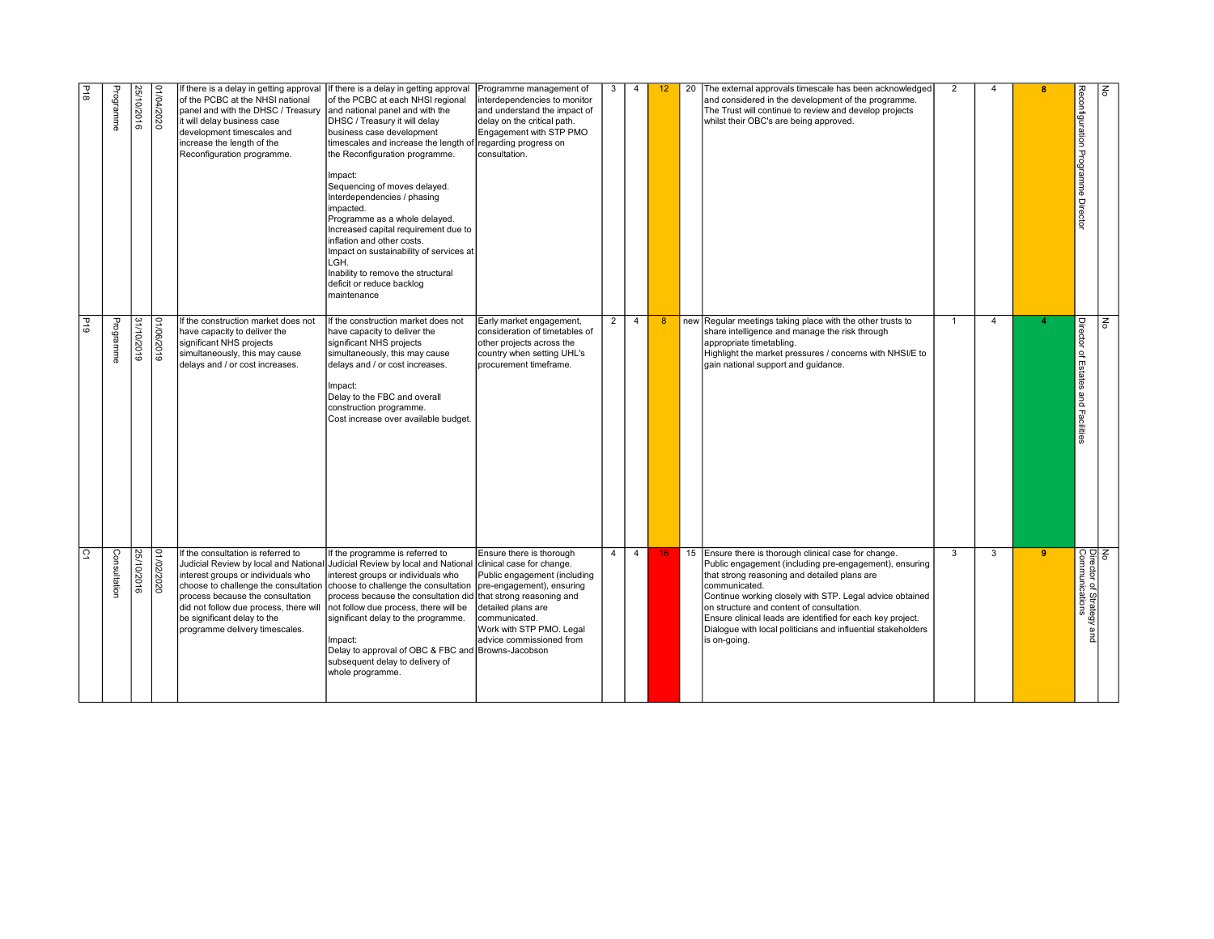| | | | | | | | | | | | | | | | | |
|---|---|---|---|---|---|---|---|---|---|---|---|---|---|---|---|---|
| P18 | Programme | 25/10/2016 | 01/04/2020 | If there is a delay in getting approval of the PCBC at the NHSI national panel and with the DHSC / Treasury it will delay business case development timescales and increase the length of the Reconfiguration programme. | If there is a delay in getting approval of the PCBC at each NHSI regional and national panel and with the DHSC / Treasury it will delay business case development timescales and increase the length of the Reconfiguration programme.<br><br>Impact:<br>Sequencing of moves delayed.<br>Interdependencies / phasing impacted.<br>Programme as a whole delayed.<br>Increased capital requirement due to inflation and other costs.<br>Impact on sustainability of services at LGH.<br>Inability to remove the structural deficit or reduce backlog maintenance | Programme management of interdependencies to monitor and understand the impact of delay on the critical path.<br>Engagement with STP PMO regarding progress on consultation. | 3 | 4 | 12 | 20 | The external approvals timescale has been acknowledged and considered in the development of the programme.<br>The Trust will continue to review and develop projects whilst their OBC's are being approved. | 2 | 4 | 8 | Reconfiguration Programme Director | No |
| P19 | Programme | 31/10/2019 | 01/06/2019 | If the construction market does not have capacity to deliver the significant NHS projects simultaneously, this may cause delays and / or cost increases. | If the construction market does not have capacity to deliver the significant NHS projects simultaneously, this may cause delays and / or cost increases.<br><br>Impact:<br>Delay to the FBC and overall construction programme.<br>Cost increase over available budget. | Early market engagement, consideration of timetables of other projects across the country when setting UHL's procurement timeframe. | 2 | 4 | 8 | new | Regular meetings taking place with the other trusts to share intelligence and manage the risk through appropriate timetabling.<br>Highlight the market pressures / concerns with NHSI/E to gain national support and guidance. | 1 | 4 | 4 | Director of Estates and Facilities | No |
| C1 | Consultation | 25/10/2016 | 01/02/2020 | If the consultation is referred to Judicial Review by local and National interest groups or individuals who choose to challenge the consultation process because the consultation did not follow due process, there will be significant delay to the programme delivery timescales. | If the programme is referred to Judicial Review by local and National interest groups or individuals who choose to challenge the consultation process because the consultation did not follow due process, there will be significant delay to the programme.<br><br>Impact:<br>Delay to approval of OBC & FBC and subsequent delay to delivery of whole programme. | Ensure there is thorough clinical case for change.<br>Public engagement (including pre-engagement), ensuring that strong reasoning and detailed plans are communicated.<br>Work with STP PMO. Legal advice commissioned from Browns-Jacobson | 4 | 4 | 16 | 15 | Ensure there is thorough clinical case for change.<br>Public engagement (including pre-engagement), ensuring that strong reasoning and detailed plans are communicated.<br>Continue working closely with STP. Legal advice obtained on structure and content of consultation.<br>Ensure clinical leads are identified for each key project.<br>Dialogue with local politicians and influential stakeholders is on-going. | 3 | 3 | 9 | Director of Strategy and Communications | No |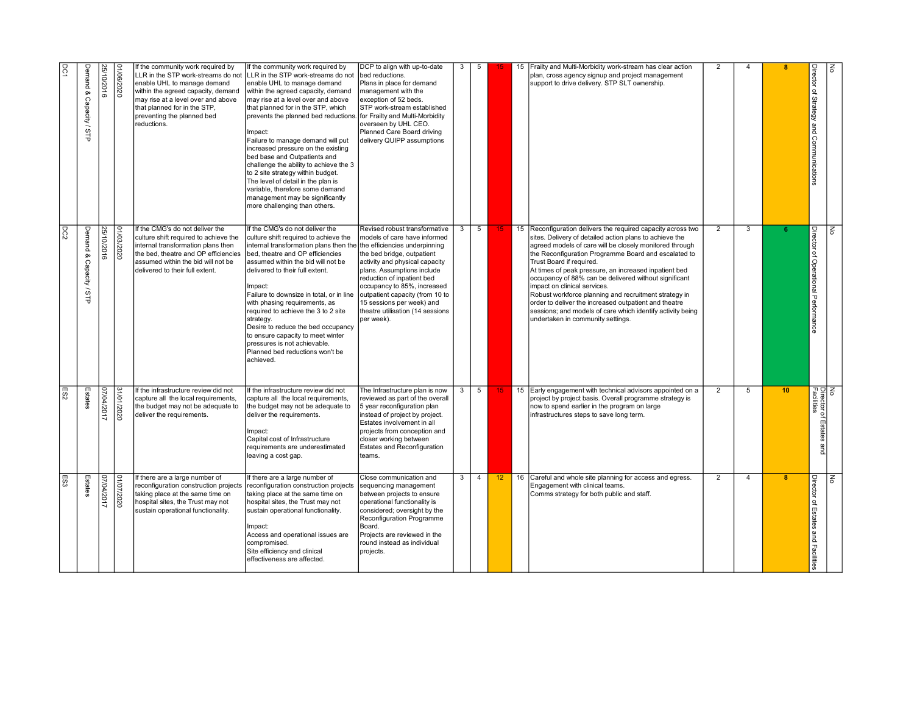| DC1 | Demand & Capacity / STP | 25/10/2016 | 01/06/2020 | If the community work required by LLR in the STP work-streams do not enable UHL to manage demand within the agreed capacity, demand may rise at a level over and above that planned for in the STP, preventing the planned bed reductions. | If the community work required by LLR in the STP work-streams do not enable UHL to manage demand within the agreed capacity, demand may rise at a level over and above that planned for in the STP, which prevents the planned bed reductions.<br><br>Impact:<br>Failure to manage demand will put increased pressure on the existing bed base and Outpatients and challenge the ability to achieve the 3 to 2 site strategy within budget.<br>The level of detail in the plan is variable, therefore some demand management may be significantly more challenging than others. | DCP to align with up-to-date bed reductions.<br>Plans in place for demand management with the exception of 52 beds.<br>STP work-stream established for Frailty and Multi-Morbidity overseen by UHL CEO.<br>Planned Care Board driving delivery QUIPP assumptions | 3 | 5 | 15 | 15 | Frailty and Multi-Morbidity work-stream has clear action plan, cross agency signup and project management support to drive delivery. STP SLT ownership. | 2 | 4 | 8 | Director of Strategy and Communications | No |
|---|---|---|---|---|---|---|---|---|---|---|---|---|---|---|---|---|
| DC2 | Demand & Capacity / STP | 25/10/2016 | 01/03/2020 | If the CMG's do not deliver the culture shift required to achieve the internal transformation plans then the bed, theatre and OP efficiencies assumed within the bid will not be delivered to their full extent. | If the CMG's do not deliver the culture shift required to achieve the internal transformation plans then the bed, theatre and OP efficiencies assumed within the bid will not be delivered to their full extent.<br><br>Impact:<br>Failure to downsize in total, or in line with phasing requirements, as required to achieve the 3 to 2 site strategy.<br>Desire to reduce the bed occupancy to ensure capacity to meet winter pressures is not achievable.<br>Planned bed reductions won't be achieved. | Revised robust transformative models of care have informed the efficiencies underpinning the bed bridge, outpatient activity and physical capacity plans. Assumptions include reduction of inpatient bed occupancy to 85%, increased outpatient capacity (from 10 to 15 sessions per week) and theatre utilisation (14 sessions per week). | 3 | 5 | 15 | 15 | Reconfiguration delivers the required capacity across two sites. Delivery of detailed action plans to achieve the agreed models of care will be closely monitored through the Reconfiguration Programme Board and escalated to Trust Board if required.<br>At times of peak pressure, an increased inpatient bed occupancy of 88% can be delivered without significant impact on clinical services.<br>Robust workforce planning and recruitment strategy in order to deliver the increased outpatient and theatre sessions; and models of care which identify activity being undertaken in community settings. | 2 | 3 | 6 | Director of Operational Performance | No |
| ES2 | Estates | 07/04/2017 | 31/01/2020 | If the infrastructure review did not capture all the local requirements, the budget may not be adequate to deliver the requirements. | If the infrastructure review did not capture all the local requirements, the budget may not be adequate to deliver the requirements.<br><br>Impact:<br>Capital cost of Infrastructure requirements are underestimated leaving a cost gap. | The Infrastructure plan is now reviewed as part of the overall 5 year reconfiguration plan instead of project by project. Estates involvement in all projects from conception and closer working between Estates and Reconfiguration teams. | 3 | 5 | 15 | 15 | Early engagement with technical advisors appointed on a project by project basis. Overall programme strategy is now to spend earlier in the program on large infrastructures steps to save long term. | 2 | 5 | 10 | Director of Estates and Facilities | No |
| ES3 | Estates | 07/04/2017 | 01/07/2020 | If there are a large number of reconfiguration construction projects taking place at the same time on hospital sites, the Trust may not sustain operational functionality. | If there are a large number of reconfiguration construction projects taking place at the same time on hospital sites, the Trust may not sustain operational functionality.<br><br>Impact:<br>Access and operational issues are compromised.<br>Site efficiency and clinical effectiveness are affected. | Close communication and sequencing management between projects to ensure operational functionality is considered; oversight by the Reconfiguration Programme Board.<br>Projects are reviewed in the round instead as individual projects. | 3 | 4 | 12 | 16 | Careful and whole site planning for access and egress.<br>Engagement with clinical teams.<br>Comms strategy for both public and staff. | 2 | 4 | 8 | Director of Estates and Facilities | No |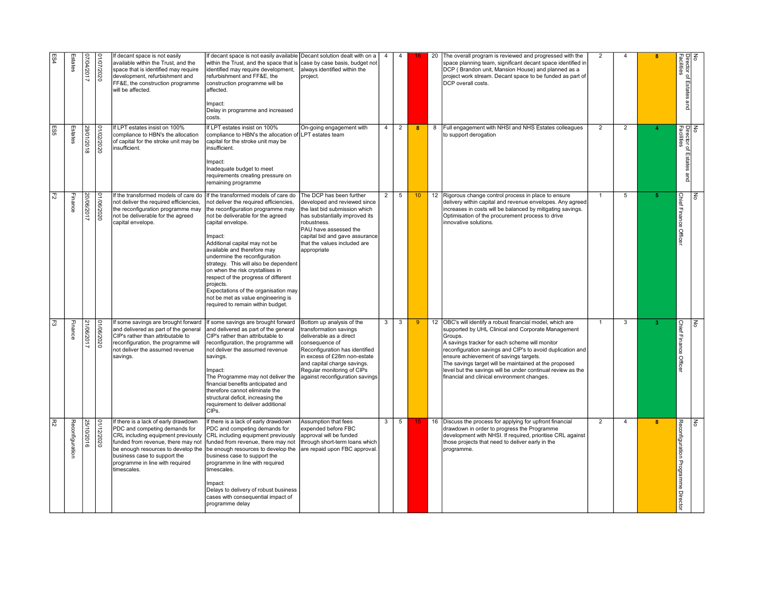| ES4 | Estates | 07/04/2017 | 01/07/2020 | If decant space is not easily available within the Trust, and the space that is identified may require development, refurbishment and FF&E, the construction programme will be affected. | If decant space is not easily available within the Trust, and the space that is identified may require development, refurbishment and FF&E, the construction programme will be affected.<br><br>Impact:<br>Delay in programme and increased costs. | Decant solution dealt with on a case by case basis, budget not always identified within the project. | 4 | 4 | 16 | 20 | The overall program is reviewed and progressed with the space planning team, significant decant space identified in DCP ( Brandon unit, Mansion House) and planned as a project work stream. Decant space to be funded as part of DCP overall costs. | 2 | 4 | 8 | Director of Estates and Facilities | No |
|---|---|---|---|---|---|---|---|---|---|---|---|---|---|---|---|---|
| ES5 | Estates | 29/01/2018 | 01/02/2020 | If LPT estates insist on 100% compliance to HBN's the allocation of capital for the stroke unit may be insufficient. | If LPT estates insist on 100% compliance to HBN's the allocation of capital for the stroke unit may be insufficient.<br><br>Impact:<br>Inadequate budget to meet requirements creating pressure on remaining programme | On-going engagement with LPT estates team | 4 | 2 | 8 | 8 | Full engagement with NHSI and NHS Estates colleagues to support derogation | 2 | 2 | 4 | Director of Estates and Facilities | No |
| F2 | Finance | 20/06/2017 | 01/06/2020 | If the transformed models of care do not deliver the required efficiencies, the reconfiguration programme may not be deliverable for the agreed capital envelope. | If the transformed models of care do not deliver the required efficiencies, the reconfiguration programme may not be deliverable for the agreed capital envelope.<br><br>Impact:<br>Additional capital may not be available and therefore may undermine the reconfiguration strategy. This will also be dependent on when the risk crystallises in respect of the progress of different projects.<br>Expectations of the organisation may not be met as value engineering is required to remain within budget. | The DCP has been further developed and reviewed since the last bid submission which has substantially improved its robustness.<br>PAU have assessed the capital bid and gave assurance that the values included are appropriate | 2 | 5 | 10 | 12 | Rigorous change control process in place to ensure delivery within capital and revenue envelopes. Any agreed increases in costs will be balanced by mitigating savings. Optimisation of the procurement process to drive innovative solutions. | 1 | 5 | 5 | Chief Finance Officer | No |
| F3 | Finance | 21/06/2017 | 01/06/2020 | If some savings are brought forward and delivered as part of the general CIP's rather than attributable to reconfiguration, the programme will not deliver the assumed revenue savings. | If some savings are brought forward and delivered as part of the general CIP's rather than attributable to reconfiguration, the programme will not deliver the assumed revenue savings.<br><br>Impact:<br>The Programme may not deliver the financial benefits anticipated and therefore cannot eliminate the structural deficit, increasing the requirement to deliver additional CIPs. | Bottom up analysis of the transformation savings deliverable as a direct consequence of Reconfiguration has identified in excess of £28m non-estate and capital charge savings.<br>Regular monitoring of CIPs against reconfiguration savings | 3 | 3 | 9 | 12 | OBC's will identify a robust financial model, which are supported by UHL Clinical and Corporate Management Groups.<br>A savings tracker for each scheme will monitor reconfiguration savings and CIP's to avoid duplication and ensure achievement of savings targets.<br>The savings target will be maintained at the proposed level but the savings will be under continual review as the financial and clinical environment changes. | 1 | 3 | 3 | Chief Finance Officer | No |
| R2 | Reconfiguration | 25/10/2016 | 01/12/2020 | If there is a lack of early drawdown PDC and competing demands for CRL including equipment previously funded from revenue, there may not be enough resources to develop the business case to support the programme in line with required timescales. | If there is a lack of early drawdown PDC and competing demands for CRL including equipment previously funded from revenue, there may not be enough resources to develop the business case to support the programme in line with required timescales.<br><br>Impact:<br>Delays to delivery of robust business cases with consequential impact of programme delay | Assumption that fees expended before FBC approval will be funded through short-term loans which are repaid upon FBC approval. | 3 | 5 | 15 | 16 | Discuss the process for applying for upfront financial drawdown in order to progress the Programme development with NHSI. If required, prioritise CRL against those projects that need to deliver early in the programme. | 2 | 4 | 8 | Reconfiguration Programme Director | No |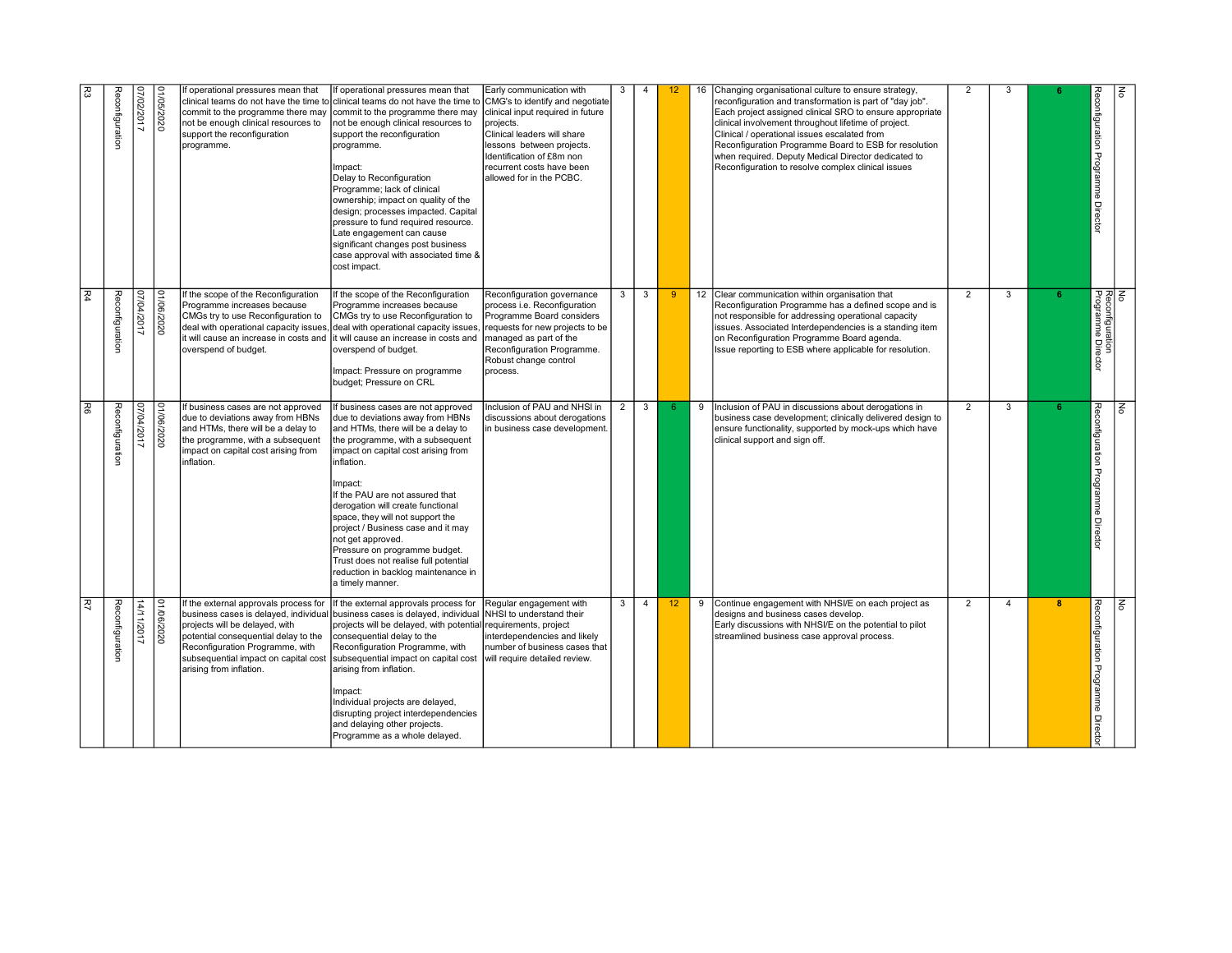| R3 | Reconfiguration | 07/02/2017 | 01/05/2020 | If operational pressures mean that clinical teams do not have the time to commit to the programme there may not be enough clinical resources to support the reconfiguration programme. | If operational pressures mean that clinical teams do not have the time to commit to the programme there may not be enough clinical resources to support the reconfiguration programme.<br><br>Impact:<br>Delay to Reconfiguration Programme; lack of clinical ownership; impact on quality of the design; processes impacted. Capital pressure to fund required resource. Late engagement can cause significant changes post business case approval with associated time & cost impact. | Early communication with CMG's to identify and negotiate clinical input required in future projects.<br>Clinical leaders will share lessons between projects.<br>Identification of £8m non recurrent costs have been allowed for in the PCBC. | 3 | 4 | 12 | 16 | Changing organisational culture to ensure strategy, reconfiguration and transformation is part of "day job".<br>Each project assigned clinical SRO to ensure appropriate clinical involvement throughout lifetime of project.<br>Clinical / operational issues escalated from Reconfiguration Programme Board to ESB for resolution when required. Deputy Medical Director dedicated to Reconfiguration to resolve complex clinical issues | 2 | 3 | 6 | Reconfiguration Programme Director | No |
|---|---|---|---|---|---|---|---|---|---|---|---|---|---|---|---|---|
| R4 | Reconfiguration | 07/04/2017 | 01/06/2020 | If the scope of the Reconfiguration Programme increases because CMGs try to use Reconfiguration to deal with operational capacity issues, it will cause an increase in costs and overspend of budget. | If the scope of the Reconfiguration Programme increases because CMGs try to use Reconfiguration to deal with operational capacity issues, it will cause an increase in costs and overspend of budget.<br><br>Impact: Pressure on programme budget; Pressure on CRL | Reconfiguration governance process i.e. Reconfiguration Programme Board considers requests for new projects to be managed as part of the Reconfiguration Programme. Robust change control process. | 3 | 3 | 9 | 12 | Clear communication within organisation that Reconfiguration Programme has a defined scope and is not responsible for addressing operational capacity issues. Associated Interdependencies is a standing item on Reconfiguration Programme Board agenda.<br>Issue reporting to ESB where applicable for resolution. | 2 | 3 | 6 | Reconfiguration Programme Director | No |
| R6 | Reconfiguration | 07/04/2017 | 01/06/2020 | If business cases are not approved due to deviations away from HBNs and HTMs, there will be a delay to the programme, with a subsequent impact on capital cost arising from inflation. | If business cases are not approved due to deviations away from HBNs and HTMs, there will be a delay to the programme, with a subsequent impact on capital cost arising from inflation.<br><br>Impact:<br>If the PAU are not assured that derogation will create functional space, they will not support the project / Business case and it may not get approved.<br>Pressure on programme budget.<br>Trust does not realise full potential reduction in backlog maintenance in a timely manner. | Inclusion of PAU and NHSI in discussions about derogations in business case development. | 2 | 3 | 6 | 9 | Inclusion of PAU in discussions about derogations in business case development; clinically delivered design to ensure functionality, supported by mock-ups which have clinical support and sign off. | 2 | 3 | 6 | Reconfiguration Programme Director | No |
| R7 | Reconfiguration | 14/11/2017 | 01/06/2020 | If the external approvals process for business cases is delayed, individual projects will be delayed, with potential consequential delay to the Reconfiguration Programme, with subsequential impact on capital cost arising from inflation. | If the external approvals process for business cases is delayed, individual projects will be delayed, with potential consequential delay to the Reconfiguration Programme, with subsequential impact on capital cost arising from inflation.<br><br>Impact:<br>Individual projects are delayed, disrupting project interdependencies and delaying other projects.<br>Programme as a whole delayed. | Regular engagement with NHSI to understand their requirements, project interdependencies and likely number of business cases that will require detailed review. | 3 | 4 | 12 | 9 | Continue engagement with NHSI/E on each project as designs and business cases develop.<br>Early discussions with NHSI/E on the potential to pilot streamlined business case approval process. | 2 | 4 | 8 | Reconfiguration Programme Director | No |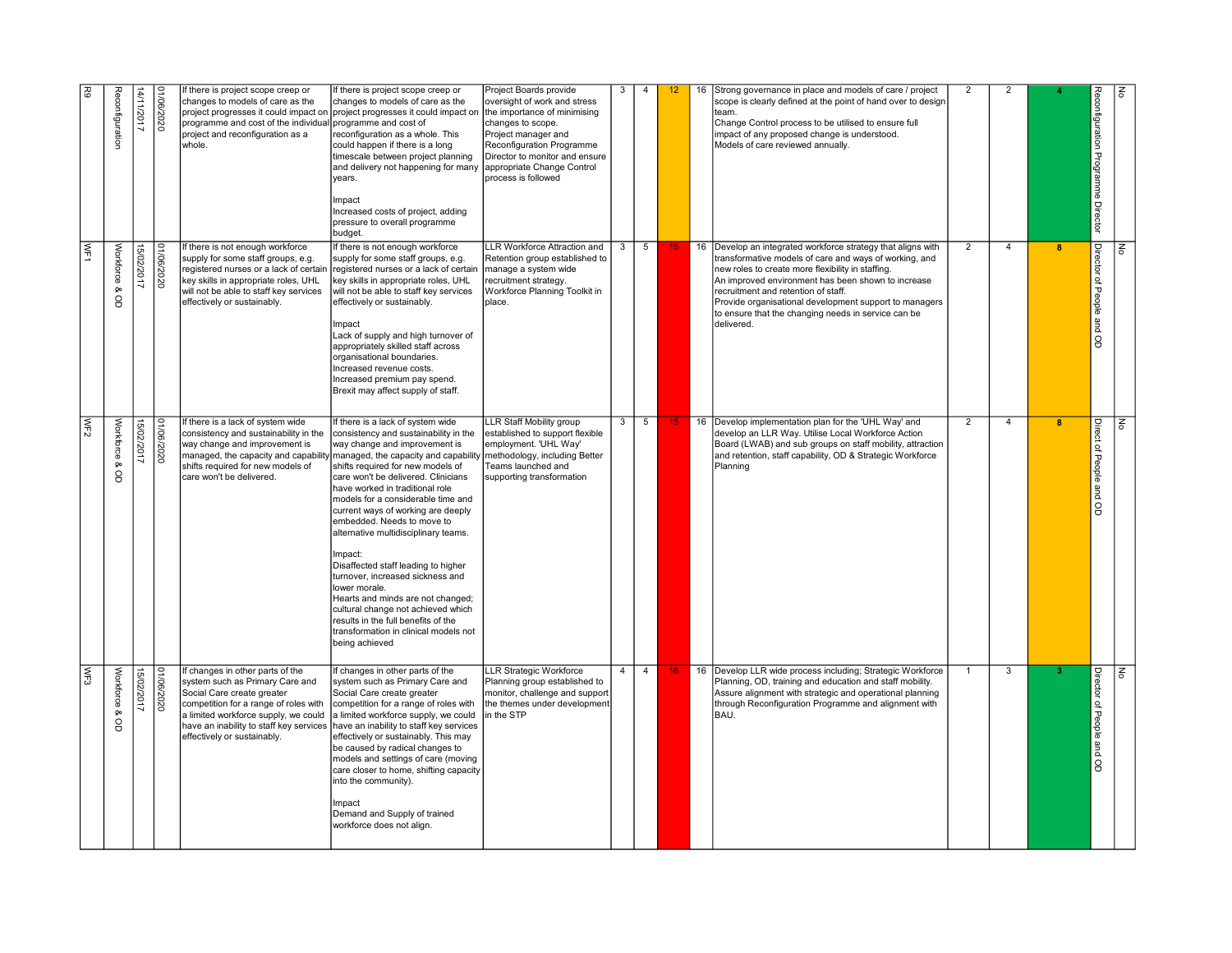| | | | | | | | | | | | | | | | | |
|---|---|---|---|---|---|---|---|---|---|---|---|---|---|---|---|---|
| R9 | Reconfiguration | 14/11/2017 | 01/06/2020 | If there is project scope creep or changes to models of care as the project progresses it could impact on programme and cost of the individual project and reconfiguration as a whole. | If there is project scope creep or changes to models of care as the project progresses it could impact on programme and cost of reconfiguration as a whole. This could happen if there is a long timescale between project planning and delivery not happening for many years.<br><br>Impact<br>Increased costs of project, adding pressure to overall programme budget. | Project Boards provide oversight of work and stress the importance of minimising changes to scope.<br>Project manager and Reconfiguration Programme Director to monitor and ensure appropriate Change Control process is followed | 3 | 4 | 12 | 16 | Strong governance in place and models of care / project scope is clearly defined at the point of hand over to design team.<br>Change Control process to be utilised to ensure full impact of any proposed change is understood.<br>Models of care reviewed annually. | 2 | 2 | 4 | Reconfiguration Programme Director | No |
| WF1 | Workforce & OD | 15/02/2017 | 01/06/2020 | If there is not enough workforce supply for some staff groups, e.g. registered nurses or a lack of certain key skills in appropriate roles, UHL will not be able to staff key services effectively or sustainably. | If there is not enough workforce supply for some staff groups, e.g. registered nurses or a lack of certain key skills in appropriate roles, UHL will not be able to staff key services effectively or sustainably.<br><br>Impact<br>Lack of supply and high turnover of appropriately skilled staff across organisational boundaries.<br>Increased revenue costs.<br>Increased premium pay spend.<br>Brexit may affect supply of staff. | LLR Workforce Attraction and Retention group established to manage a system wide recruitment strategy.<br>Workforce Planning Toolkit in place. | 3 | 5 | 15 | 16 | Develop an integrated workforce strategy that aligns with transformative models of care and ways of working, and new roles to create more flexibility in staffing.<br>An improved environment has been shown to increase recruitment and retention of staff.<br>Provide organisational development support to managers to ensure that the changing needs in service can be delivered. | 2 | 4 | 8 | Director of People and OD | No |
| WF2 | Workforce & OD | 15/02/2017 | 01/06/2020 | If there is a lack of system wide consistency and sustainability in the way change and improvement is managed, the capacity and capability shifts required for new models of care won't be delivered. | If there is a lack of system wide consistency and sustainability in the way change and improvement is managed, the capacity and capability shifts required for new models of care won't be delivered. Clinicians have worked in traditional role models for a considerable time and current ways of working are deeply embedded. Needs to move to alternative multidisciplinary teams.<br><br>Impact:<br>Disaffected staff leading to higher turnover, increased sickness and lower morale.<br>Hearts and minds are not changed; cultural change not achieved which results in the full benefits of the transformation in clinical models not being achieved | LLR Staff Mobility group established to support flexible employment. 'UHL Way' methodology, including Better Teams launched and supporting transformation | 3 | 5 | 15 | 16 | Develop implementation plan for the 'UHL Way' and develop an LLR Way. Utilise Local Workforce Action Board (LWAB) and sub groups on staff mobility, attraction and retention, staff capability, OD & Strategic Workforce Planning | 2 | 4 | 8 | Direct of People and OD | No |
| WF3 | Workforce & OD | 15/02/2017 | 01/06/2020 | If changes in other parts of the system such as Primary Care and Social Care create greater competition for a range of roles with a limited workforce supply, we could have an inability to staff key services effectively or sustainably. | If changes in other parts of the system such as Primary Care and Social Care create greater competition for a range of roles with a limited workforce supply, we could have an inability to staff key services effectively or sustainably. This may be caused by radical changes to models and settings of care (moving care closer to home, shifting capacity into the community).<br><br>Impact<br>Demand and Supply of trained workforce does not align. | LLR Strategic Workforce Planning group established to monitor, challenge and support the themes under development in the STP | 4 | 4 | 16 | 16 | Develop LLR wide process including; Strategic Workforce Planning, OD, training and education and staff mobility. Assure alignment with strategic and operational planning through Reconfiguration Programme and alignment with BAU. | 1 | 3 | 3 | Director of People and OD | No |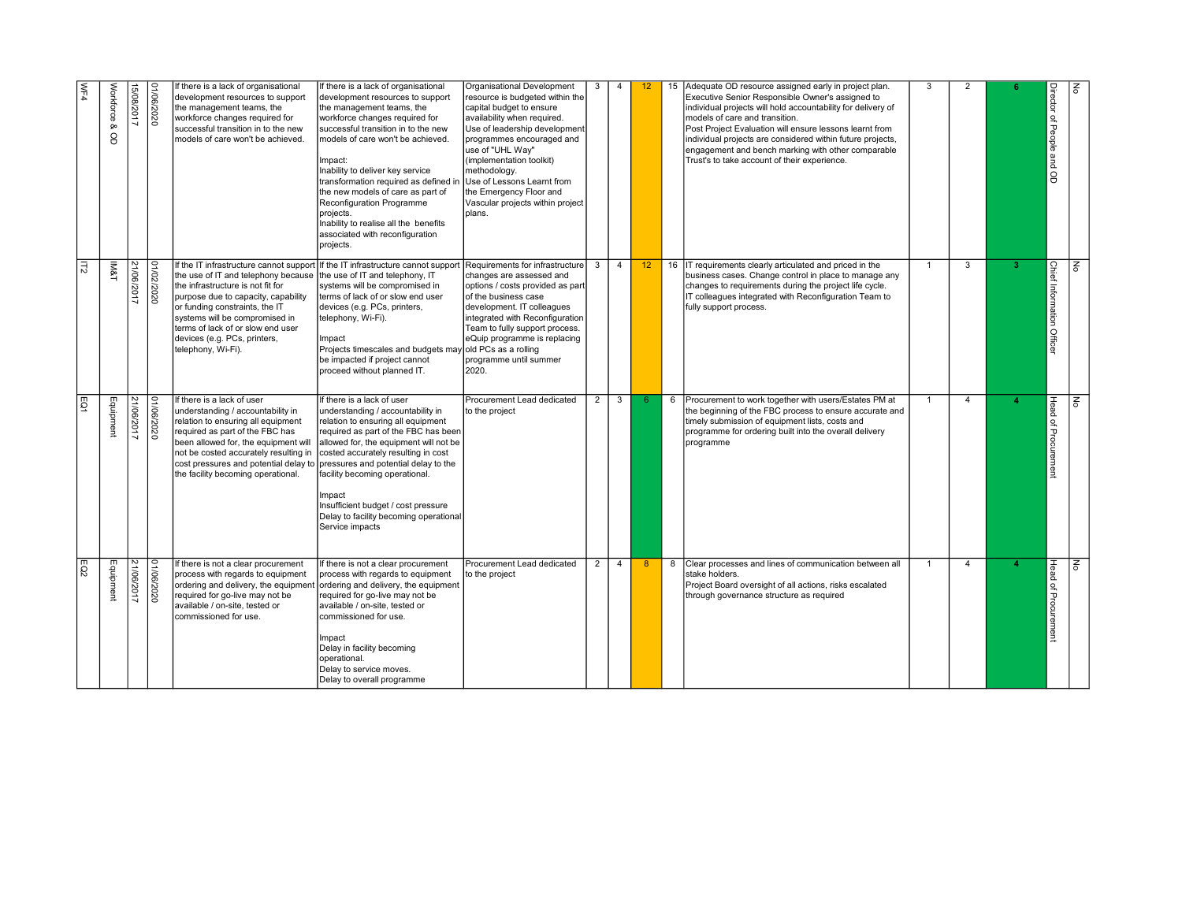| | | | | | | | | | | | | | | | | | |
|---|---|---|---|---|---|---|---|---|---|---|---|---|---|---|---|---|---|
| WF4 | Workforce & OD | 15/08/2017 | 01/06/2020 | If there is a lack of organisational development resources to support the management teams, the workforce changes required for successful transition in to the new models of care won't be achieved. | If there is a lack of organisational development resources to support the management teams, the workforce changes required for successful transition in to the new models of care won't be achieved.<br><br>Impact:<br>Inability to deliver key service transformation required as defined in the new models of care as part of Reconfiguration Programme projects.<br>Inability to realise all the benefits associated with reconfiguration projects. | Organisational Development resource is budgeted within the capital budget to ensure availability when required.<br>Use of leadership development programmes encouraged and use of "UHL Way" (implementation toolkit) methodology.<br>Use of Lessons Learnt from the Emergency Floor and Vascular projects within project plans. | 3 | 4 | 12 | 15 | Adequate OD resource assigned early in project plan.<br>Executive Senior Responsible Owner's assigned to individual projects will hold accountability for delivery of models of care and transition.<br>Post Project Evaluation will ensure lessons learnt from individual projects are considered within future projects, engagement and bench marking with other comparable Trust's to take account of their experience. | 3 | 2 | 6 | Director of People and OD | No |
| IT2 | IM&T | 21/06/2017 | 01/02/2020 | If the IT infrastructure cannot support the use of IT and telephony because the infrastructure is not fit for purpose due to capacity, capability or funding constraints, the IT systems will be compromised in terms of lack of or slow end user devices (e.g. PCs, printers, telephony, Wi-Fi). | If the IT infrastructure cannot support the use of IT and telephony, IT systems will be compromised in terms of lack of or slow end user devices (e.g. PCs, printers, telephony, Wi-Fi).<br><br>Impact<br>Projects timescales and budgets may be impacted if project cannot proceed without planned IT. | Requirements for infrastructure changes are assessed and options / costs provided as part of the business case development. IT colleagues integrated with Reconfiguration Team to fully support process.<br>eQuip programme is replacing old PCs as a rolling programme until summer 2020. | 3 | 4 | 12 | 16 | IT requirements clearly articulated and priced in the business cases. Change control in place to manage any changes to requirements during the project life cycle.<br>IT colleagues integrated with Reconfiguration Team to fully support process. | 1 | 3 | 3 | Chief Information Officer | No |
| EQ1 | Equipment | 21/06/2017 | 01/06/2020 | If there is a lack of user understanding / accountability in relation to ensuring all equipment required as part of the FBC has been allowed for, the equipment will not be costed accurately resulting in cost pressures and potential delay to the facility becoming operational. | If there is a lack of user understanding / accountability in relation to ensuring all equipment required as part of the FBC has been allowed for, the equipment will not be costed accurately resulting in cost pressures and potential delay to the facility becoming operational.<br><br>Impact<br>Insufficient budget / cost pressure<br>Delay to facility becoming operational<br>Service impacts | Procurement Lead dedicated to the project | 2 | 3 | 6 | 6 | Procurement to work together with users/Estates PM at the beginning of the FBC process to ensure accurate and timely submission of equipment lists, costs and programme for ordering built into the overall delivery programme | 1 | 4 | 4 | Head of Procurement | No |
| EQ2 | Equipment | 21/06/2017 | 01/06/2020 | If there is not a clear procurement process with regards to equipment ordering and delivery, the equipment required for go-live may not be available / on-site, tested or commissioned for use. | If there is not a clear procurement process with regards to equipment ordering and delivery, the equipment required for go-live may not be available / on-site, tested or commissioned for use.<br><br>Impact<br>Delay in facility becoming operational.<br>Delay to service moves.<br>Delay to overall programme | Procurement Lead dedicated to the project | 2 | 4 | 8 | 8 | Clear processes and lines of communication between all stake holders.<br>Project Board oversight of all actions, risks escalated through governance structure as required | 1 | 4 | 4 | Head of Procurement | No |